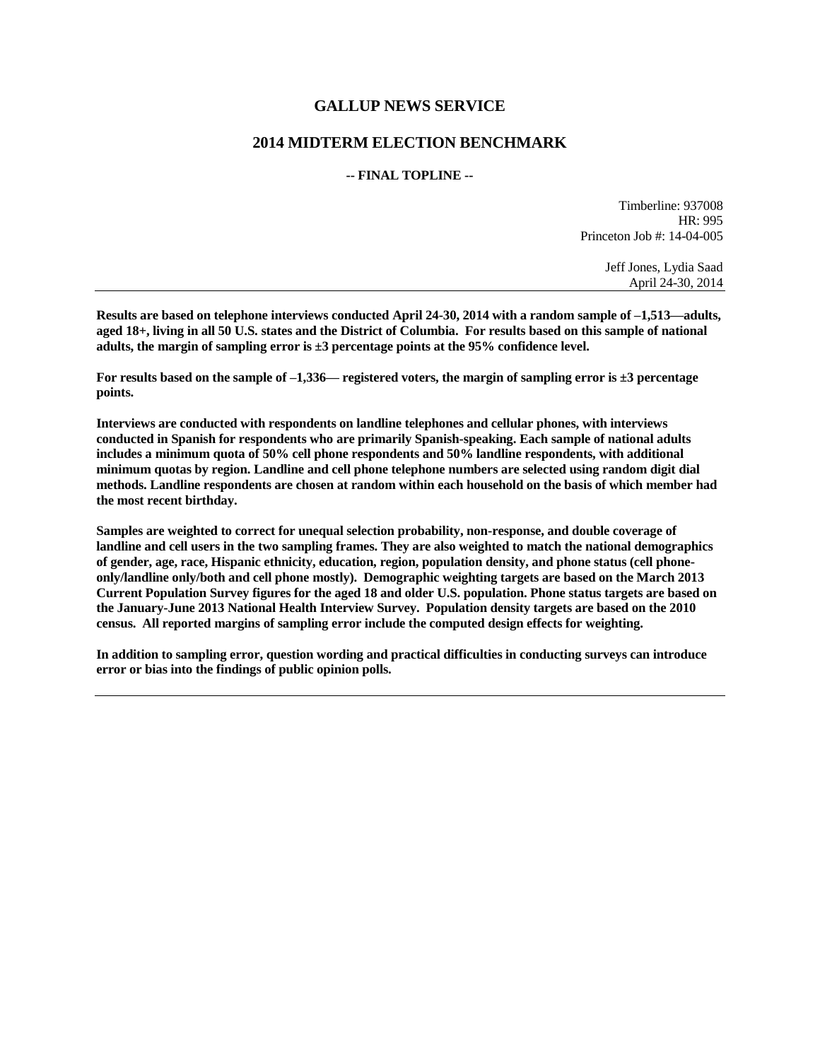# GALLUP NEWS SERVICE

## 2014 MIDTERM ELECTION BENCHMARK

**-- FINAL TOPLINE --**

Timberline: 937008
HR: 995
Princeton Job #: 14-04-005

Jeff Jones, Lydia Saad
April 24-30, 2014

---

**Results are based on telephone interviews conducted April 24-30, 2014 with a random sample of –1,513—adults, aged 18+, living in all 50 U.S. states and the District of Columbia. For results based on this sample of national adults, the margin of sampling error is ±3 percentage points at the 95% confidence level.**

**For results based on the sample of –1,336— registered voters, the margin of sampling error is ±3 percentage points.**

**Interviews are conducted with respondents on landline telephones and cellular phones, with interviews conducted in Spanish for respondents who are primarily Spanish-speaking. Each sample of national adults includes a minimum quota of 50% cell phone respondents and 50% landline respondents, with additional minimum quotas by region. Landline and cell phone telephone numbers are selected using random digit dial methods. Landline respondents are chosen at random within each household on the basis of which member had the most recent birthday.**

**Samples are weighted to correct for unequal selection probability, non-response, and double coverage of landline and cell users in the two sampling frames. They are also weighted to match the national demographics of gender, age, race, Hispanic ethnicity, education, region, population density, and phone status (cell phone-only/landline only/both and cell phone mostly). Demographic weighting targets are based on the March 2013 Current Population Survey figures for the aged 18 and older U.S. population. Phone status targets are based on the January-June 2013 National Health Interview Survey. Population density targets are based on the 2010 census. All reported margins of sampling error include the computed design effects for weighting.**

**In addition to sampling error, question wording and practical difficulties in conducting surveys can introduce error or bias into the findings of public opinion polls.**

---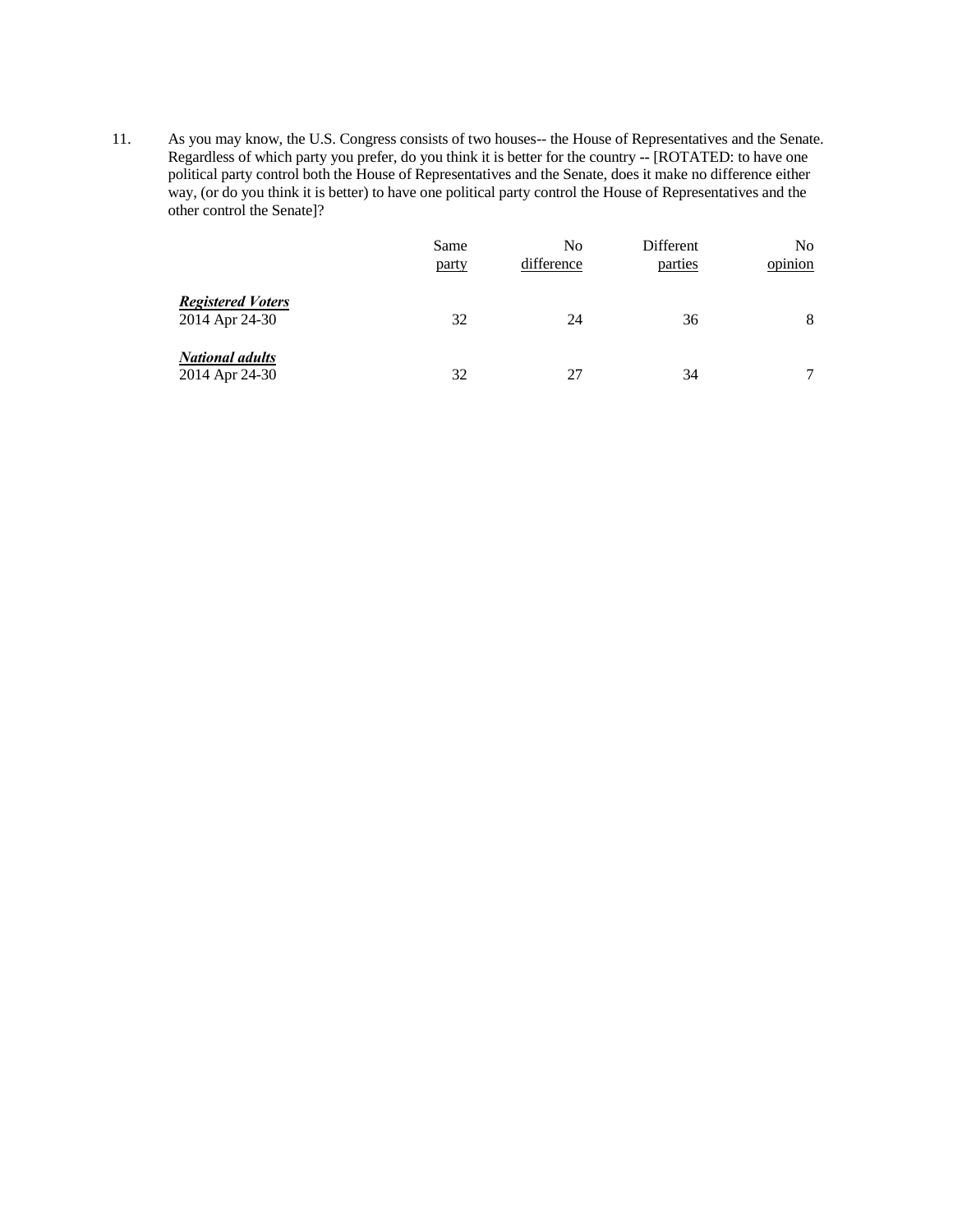11. As you may know, the U.S. Congress consists of two houses-- the House of Representatives and the Senate. Regardless of which party you prefer, do you think it is better for the country -- [ROTATED: to have one political party control both the House of Representatives and the Senate, does it make no difference either way, (or do you think it is better) to have one political party control the House of Representatives and the other control the Senate]?

| | Same party | No difference | Different parties | No opinion |
|---|---|---|---|---|
| ***Registered Voters*** | | | | |
| 2014 Apr 24-30 | 32 | 24 | 36 | 8 |
| ***National adults*** | | | | |
| 2014 Apr 24-30 | 32 | 27 | 34 | 7 |